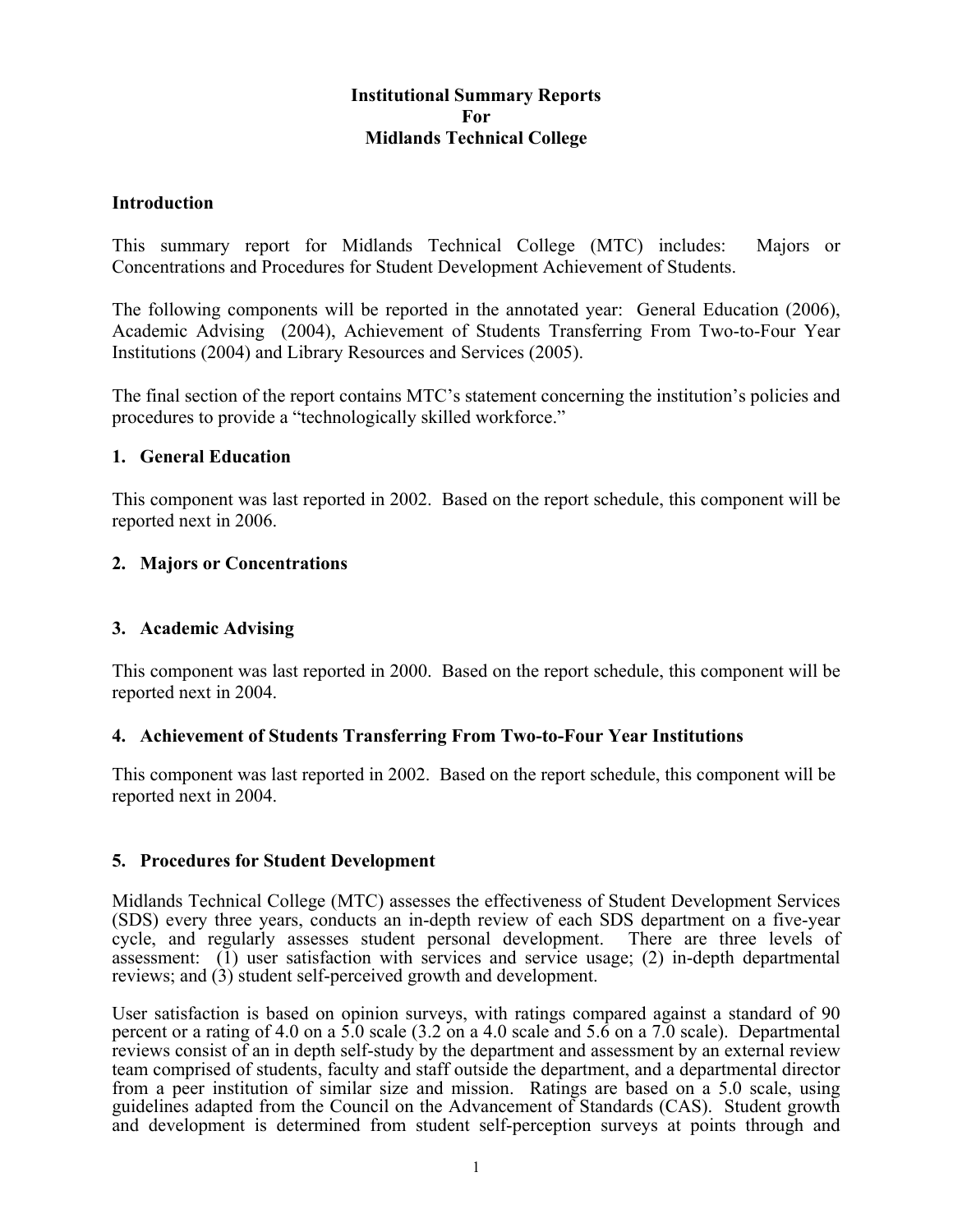# Institutional Summary Reports
# For
# Midlands Technical College

## Introduction

This summary report for Midlands Technical College (MTC) includes: Majors or Concentrations and Procedures for Student Development Achievement of Students.

The following components will be reported in the annotated year: General Education (2006), Academic Advising (2004), Achievement of Students Transferring From Two-to-Four Year Institutions (2004) and Library Resources and Services (2005).

The final section of the report contains MTC's statement concerning the institution's policies and procedures to provide a "technologically skilled workforce."

## 1. General Education

This component was last reported in 2002. Based on the report schedule, this component will be reported next in 2006.

## 2. Majors or Concentrations

## 3. Academic Advising

This component was last reported in 2000. Based on the report schedule, this component will be reported next in 2004.

## 4. Achievement of Students Transferring From Two-to-Four Year Institutions

This component was last reported in 2002. Based on the report schedule, this component will be reported next in 2004.

## 5. Procedures for Student Development

Midlands Technical College (MTC) assesses the effectiveness of Student Development Services (SDS) every three years, conducts an in-depth review of each SDS department on a five-year cycle, and regularly assesses student personal development. There are three levels of assessment: (1) user satisfaction with services and service usage; (2) in-depth departmental reviews; and (3) student self-perceived growth and development.

User satisfaction is based on opinion surveys, with ratings compared against a standard of 90 percent or a rating of 4.0 on a 5.0 scale (3.2 on a 4.0 scale and 5.6 on a 7.0 scale). Departmental reviews consist of an in depth self-study by the department and assessment by an external review team comprised of students, faculty and staff outside the department, and a departmental director from a peer institution of similar size and mission. Ratings are based on a 5.0 scale, using guidelines adapted from the Council on the Advancement of Standards (CAS). Student growth and development is determined from student self-perception surveys at points through and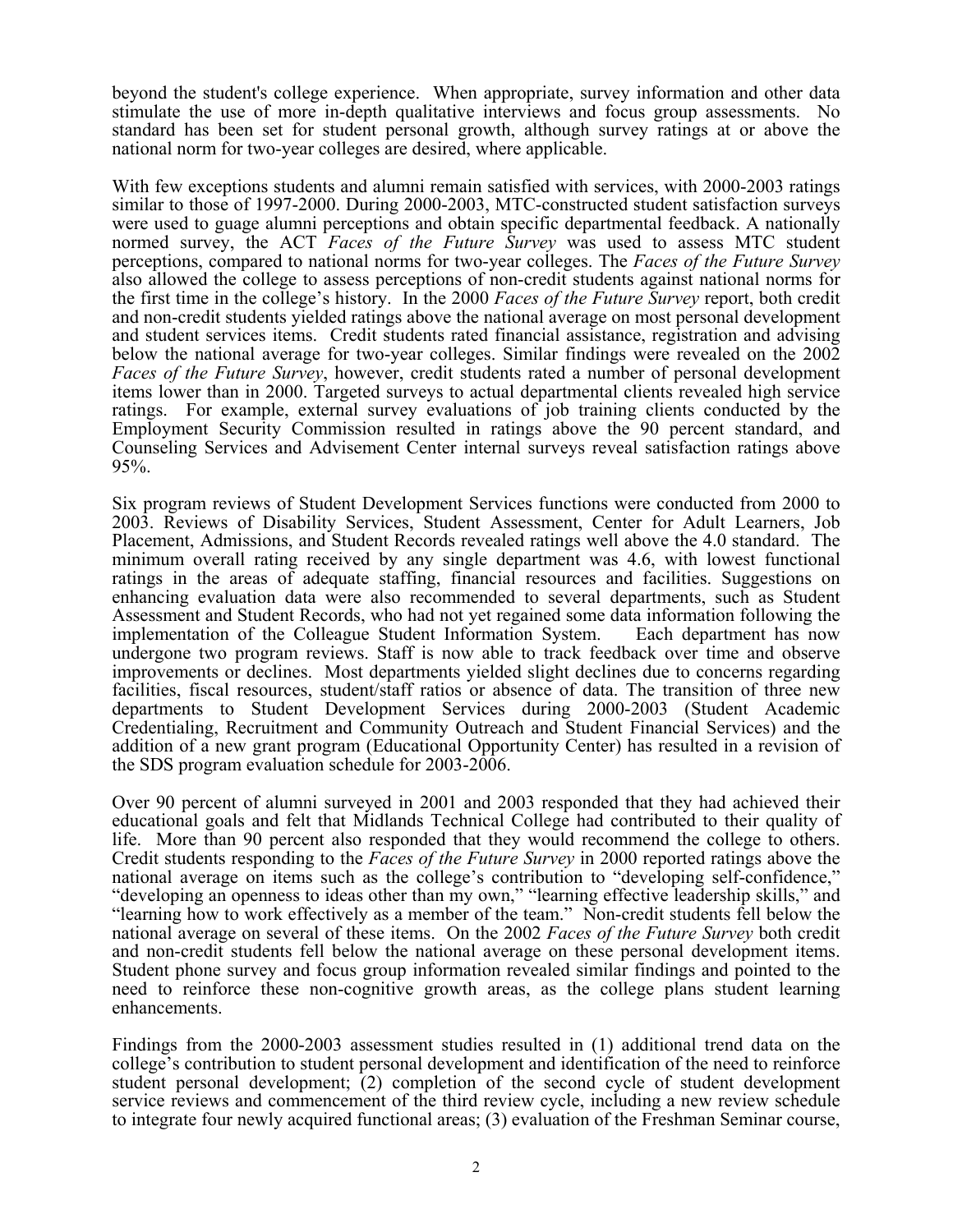beyond the student's college experience. When appropriate, survey information and other data stimulate the use of more in-depth qualitative interviews and focus group assessments. No standard has been set for student personal growth, although survey ratings at or above the national norm for two-year colleges are desired, where applicable.

With few exceptions students and alumni remain satisfied with services, with 2000-2003 ratings similar to those of 1997-2000. During 2000-2003, MTC-constructed student satisfaction surveys were used to guage alumni perceptions and obtain specific departmental feedback. A nationally normed survey, the ACT *Faces of the Future Survey* was used to assess MTC student perceptions, compared to national norms for two-year colleges. The *Faces of the Future Survey* also allowed the college to assess perceptions of non-credit students against national norms for the first time in the college's history. In the 2000 *Faces of the Future Survey* report, both credit and non-credit students yielded ratings above the national average on most personal development and student services items. Credit students rated financial assistance, registration and advising below the national average for two-year colleges. Similar findings were revealed on the 2002 *Faces of the Future Survey*, however, credit students rated a number of personal development items lower than in 2000. Targeted surveys to actual departmental clients revealed high service ratings. For example, external survey evaluations of job training clients conducted by the Employment Security Commission resulted in ratings above the 90 percent standard, and Counseling Services and Advisement Center internal surveys reveal satisfaction ratings above 95%.

Six program reviews of Student Development Services functions were conducted from 2000 to 2003. Reviews of Disability Services, Student Assessment, Center for Adult Learners, Job Placement, Admissions, and Student Records revealed ratings well above the 4.0 standard. The minimum overall rating received by any single department was 4.6, with lowest functional ratings in the areas of adequate staffing, financial resources and facilities. Suggestions on enhancing evaluation data were also recommended to several departments, such as Student Assessment and Student Records, who had not yet regained some data information following the implementation of the Colleague Student Information System. Each department has now undergone two program reviews. Staff is now able to track feedback over time and observe improvements or declines. Most departments yielded slight declines due to concerns regarding facilities, fiscal resources, student/staff ratios or absence of data. The transition of three new departments to Student Development Services during 2000-2003 (Student Academic Credentialing, Recruitment and Community Outreach and Student Financial Services) and the addition of a new grant program (Educational Opportunity Center) has resulted in a revision of the SDS program evaluation schedule for 2003-2006.

Over 90 percent of alumni surveyed in 2001 and 2003 responded that they had achieved their educational goals and felt that Midlands Technical College had contributed to their quality of life. More than 90 percent also responded that they would recommend the college to others. Credit students responding to the *Faces of the Future Survey* in 2000 reported ratings above the national average on items such as the college's contribution to "developing self-confidence," "developing an openness to ideas other than my own," "learning effective leadership skills," and "learning how to work effectively as a member of the team." Non-credit students fell below the national average on several of these items. On the 2002 *Faces of the Future Survey* both credit and non-credit students fell below the national average on these personal development items. Student phone survey and focus group information revealed similar findings and pointed to the need to reinforce these non-cognitive growth areas, as the college plans student learning enhancements.

Findings from the 2000-2003 assessment studies resulted in (1) additional trend data on the college's contribution to student personal development and identification of the need to reinforce student personal development; (2) completion of the second cycle of student development service reviews and commencement of the third review cycle, including a new review schedule to integrate four newly acquired functional areas; (3) evaluation of the Freshman Seminar course,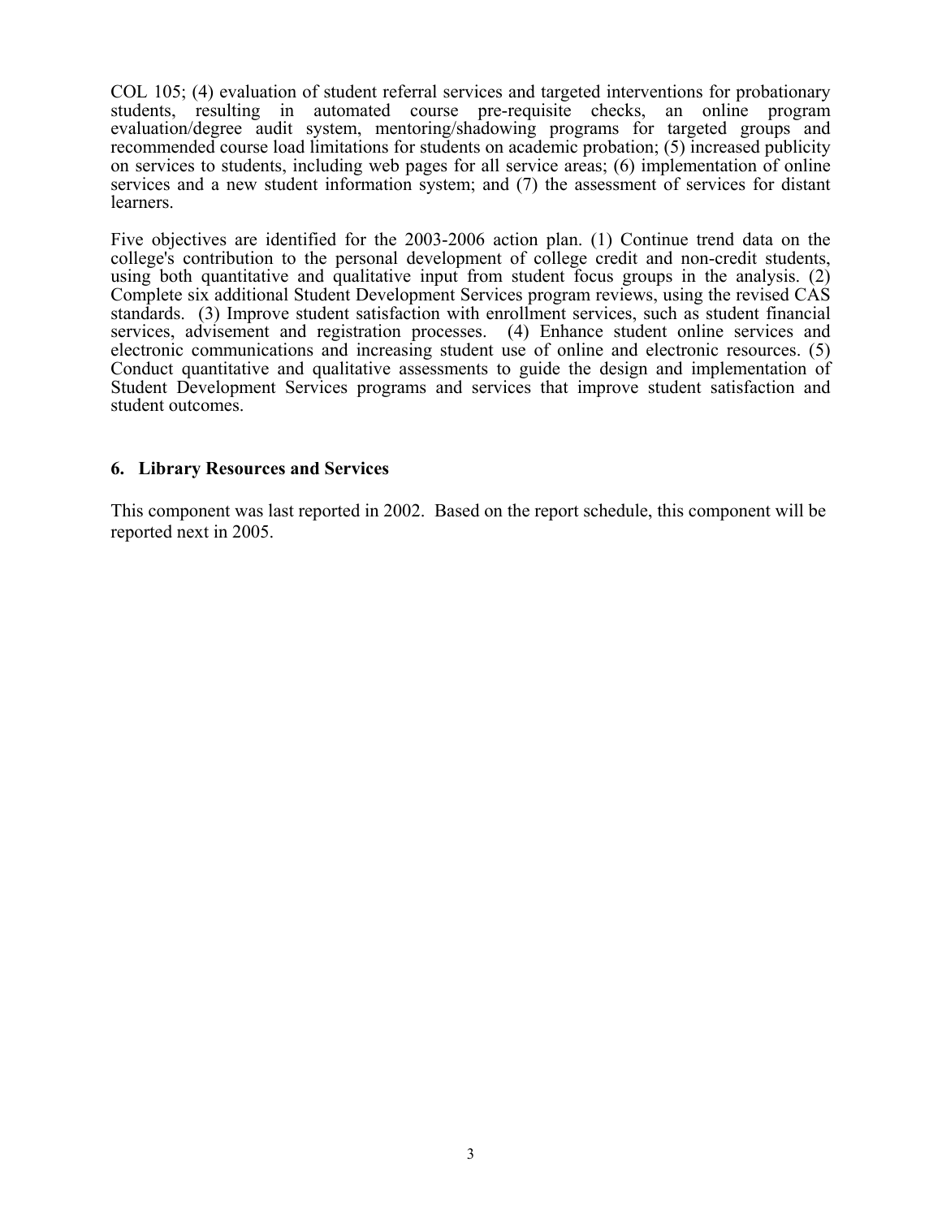COL 105; (4) evaluation of student referral services and targeted interventions for probationary students, resulting in automated course pre-requisite checks, an online program evaluation/degree audit system, mentoring/shadowing programs for targeted groups and recommended course load limitations for students on academic probation; (5) increased publicity on services to students, including web pages for all service areas; (6) implementation of online services and a new student information system; and (7) the assessment of services for distant learners.

Five objectives are identified for the 2003-2006 action plan. (1) Continue trend data on the college's contribution to the personal development of college credit and non-credit students, using both quantitative and qualitative input from student focus groups in the analysis. (2) Complete six additional Student Development Services program reviews, using the revised CAS standards. (3) Improve student satisfaction with enrollment services, such as student financial services, advisement and registration processes. (4) Enhance student online services and electronic communications and increasing student use of online and electronic resources. (5) Conduct quantitative and qualitative assessments to guide the design and implementation of Student Development Services programs and services that improve student satisfaction and student outcomes.

### 6. Library Resources and Services

This component was last reported in 2002. Based on the report schedule, this component will be reported next in 2005.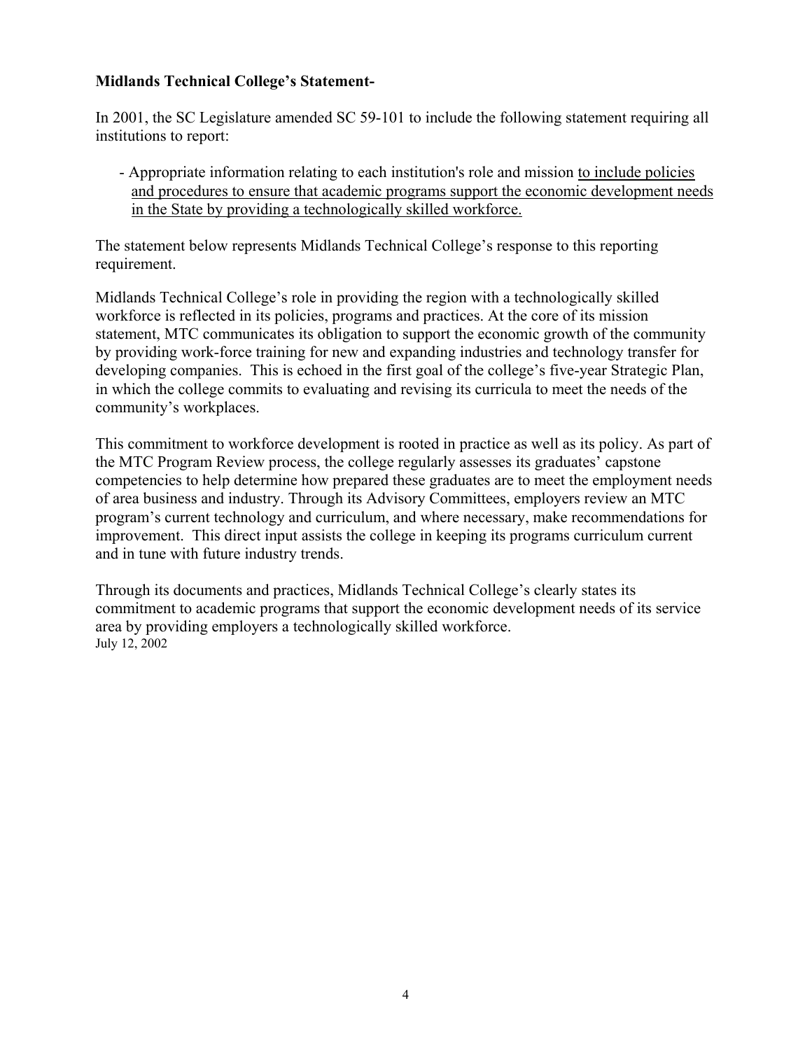**Midlands Technical College's Statement-**

In 2001, the SC Legislature amended SC 59-101 to include the following statement requiring all institutions to report:

- Appropriate information relating to each institution's role and mission <u>to include policies and procedures to ensure that academic programs support the economic development needs in the State by providing a technologically skilled workforce.</u>

The statement below represents Midlands Technical College's response to this reporting requirement.

Midlands Technical College's role in providing the region with a technologically skilled workforce is reflected in its policies, programs and practices. At the core of its mission statement, MTC communicates its obligation to support the economic growth of the community by providing work-force training for new and expanding industries and technology transfer for developing companies. This is echoed in the first goal of the college's five-year Strategic Plan, in which the college commits to evaluating and revising its curricula to meet the needs of the community's workplaces.

This commitment to workforce development is rooted in practice as well as its policy. As part of the MTC Program Review process, the college regularly assesses its graduates' capstone competencies to help determine how prepared these graduates are to meet the employment needs of area business and industry. Through its Advisory Committees, employers review an MTC program's current technology and curriculum, and where necessary, make recommendations for improvement. This direct input assists the college in keeping its programs curriculum current and in tune with future industry trends.

Through its documents and practices, Midlands Technical College's clearly states its commitment to academic programs that support the economic development needs of its service area by providing employers a technologically skilled workforce.

July 12, 2002